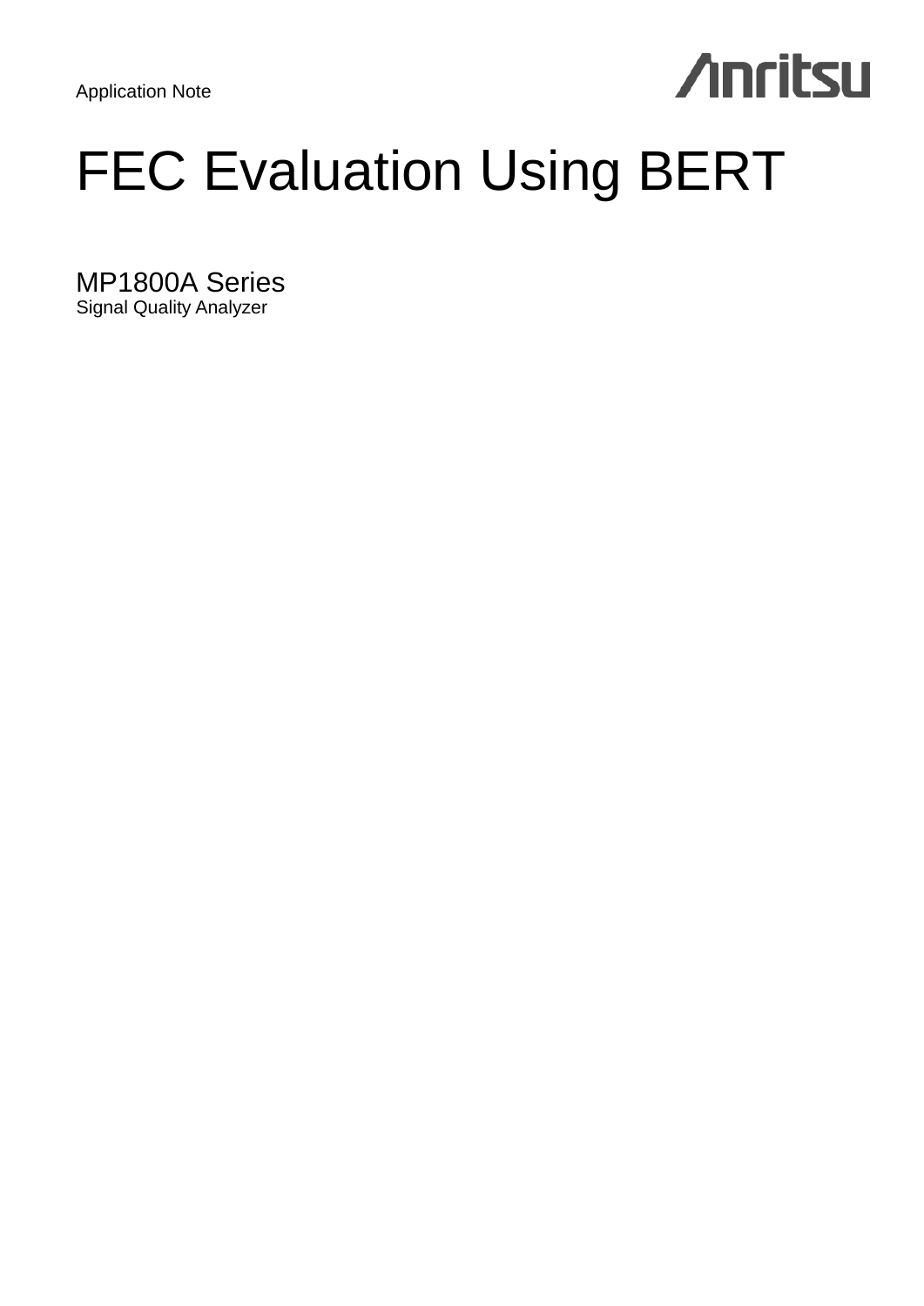Application Note

Anritsu

# FEC Evaluation Using BERT

## MP1800A Series

Signal Quality Analyzer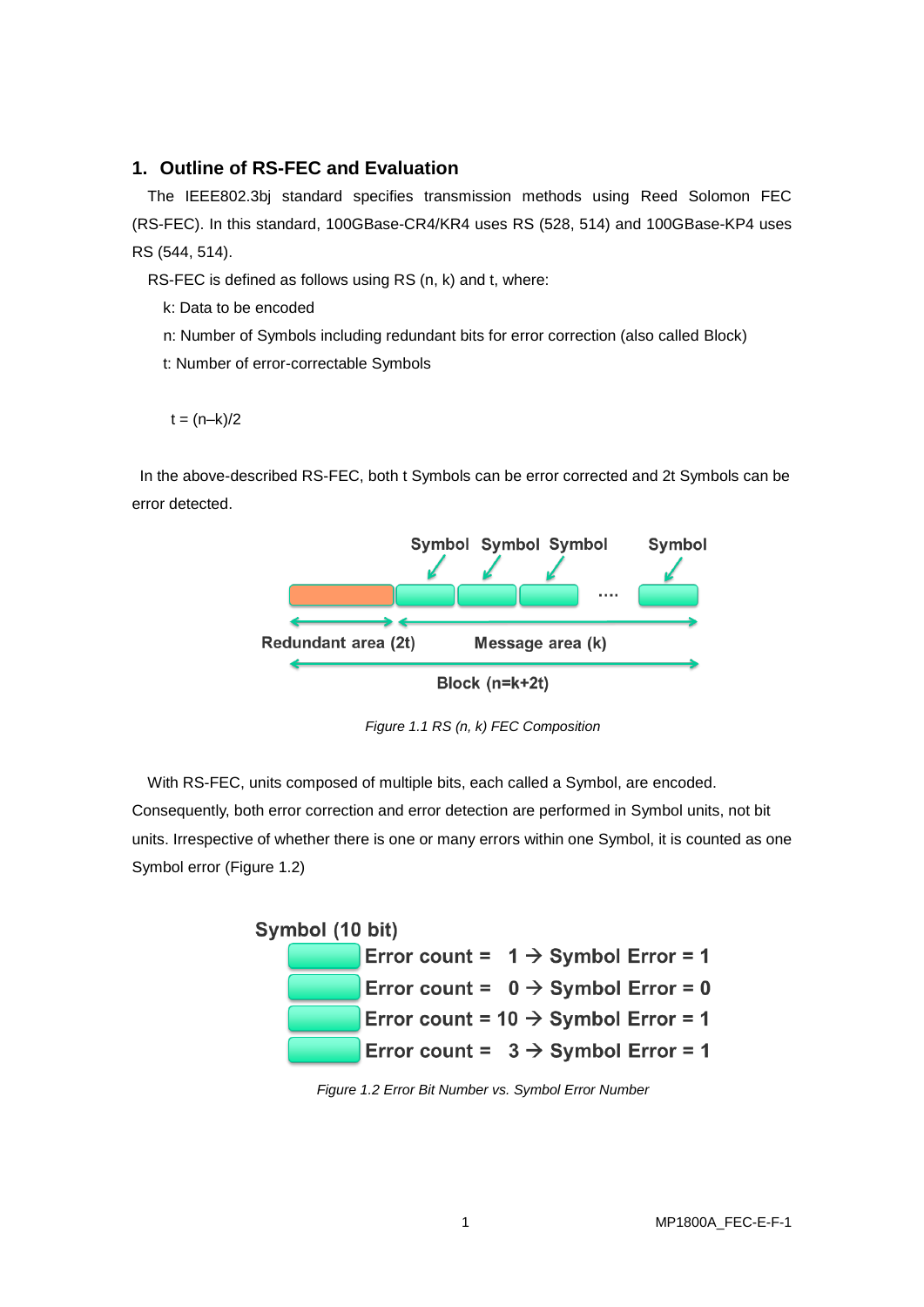## 1. Outline of RS-FEC and Evaluation

The IEEE802.3bj standard specifies transmission methods using Reed Solomon FEC (RS-FEC). In this standard, 100GBase-CR4/KR4 uses RS (528, 514) and 100GBase-KP4 uses RS (544, 514).

RS-FEC is defined as follows using RS (n, k) and t, where:

k: Data to be encoded

n: Number of Symbols including redundant bits for error correction (also called Block)

t: Number of error-correctable Symbols

$$t = (n–k)/2$$

In the above-described RS-FEC, both t Symbols can be error corrected and 2t Symbols can be error detected.

Symbol Symbol Symbol .... Symbol

Redundant area (2t) Message area (k)

Block (n=k+2t)

*Figure 1.1 RS (n, k) FEC Composition*

With RS-FEC, units composed of multiple bits, each called a Symbol, are encoded. Consequently, both error correction and error detection are performed in Symbol units, not bit units. Irrespective of whether there is one or many errors within one Symbol, it is counted as one Symbol error (Figure 1.2)

Symbol (10 bit)

Error count = 1 → Symbol Error = 1

Error count = 0 → Symbol Error = 0

Error count = 10 → Symbol Error = 1

Error count = 3 → Symbol Error = 1

*Figure 1.2 Error Bit Number vs. Symbol Error Number*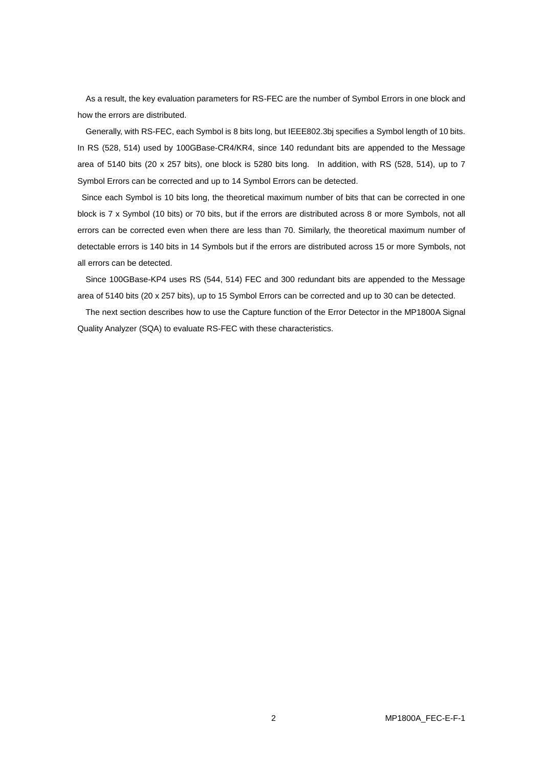As a result, the key evaluation parameters for RS-FEC are the number of Symbol Errors in one block and how the errors are distributed.

Generally, with RS-FEC, each Symbol is 8 bits long, but IEEE802.3bj specifies a Symbol length of 10 bits. In RS (528, 514) used by 100GBase-CR4/KR4, since 140 redundant bits are appended to the Message area of 5140 bits (20 x 257 bits), one block is 5280 bits long. In addition, with RS (528, 514), up to 7 Symbol Errors can be corrected and up to 14 Symbol Errors can be detected.

Since each Symbol is 10 bits long, the theoretical maximum number of bits that can be corrected in one block is 7 x Symbol (10 bits) or 70 bits, but if the errors are distributed across 8 or more Symbols, not all errors can be corrected even when there are less than 70. Similarly, the theoretical maximum number of detectable errors is 140 bits in 14 Symbols but if the errors are distributed across 15 or more Symbols, not all errors can be detected.

Since 100GBase-KP4 uses RS (544, 514) FEC and 300 redundant bits are appended to the Message area of 5140 bits (20 x 257 bits), up to 15 Symbol Errors can be corrected and up to 30 can be detected.

The next section describes how to use the Capture function of the Error Detector in the MP1800A Signal Quality Analyzer (SQA) to evaluate RS-FEC with these characteristics.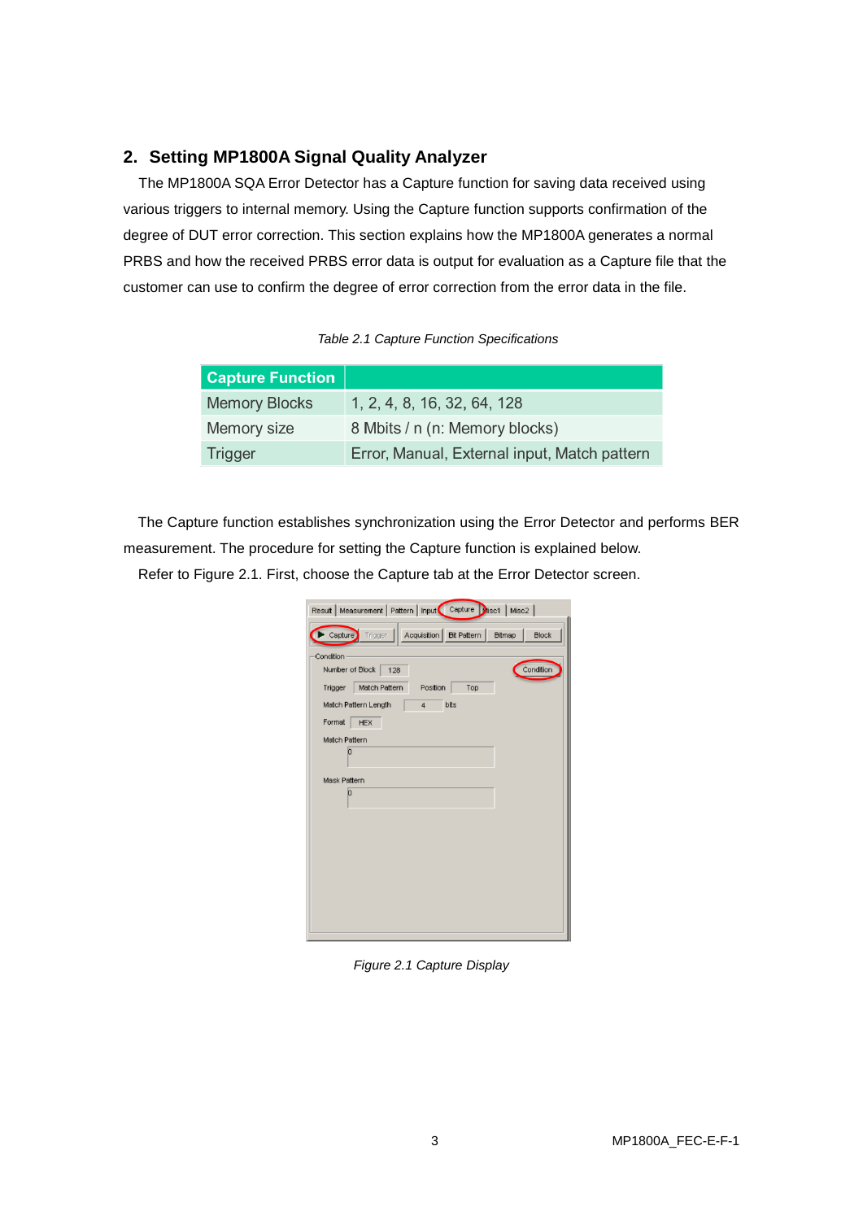## 2. Setting MP1800A Signal Quality Analyzer

The MP1800A SQA Error Detector has a Capture function for saving data received using various triggers to internal memory. Using the Capture function supports confirmation of the degree of DUT error correction. This section explains how the MP1800A generates a normal PRBS and how the received PRBS error data is output for evaluation as a Capture file that the customer can use to confirm the degree of error correction from the error data in the file.

*Table 2.1 Capture Function Specifications*

| Capture Function | |
|---|---|
| Memory Blocks | 1, 2, 4, 8, 16, 32, 64, 128 |
| Memory size | 8 Mbits / n (n: Memory blocks) |
| Trigger | Error, Manual, External input, Match pattern |

The Capture function establishes synchronization using the Error Detector and performs BER measurement. The procedure for setting the Capture function is explained below.

Refer to Figure 2.1. First, choose the Capture tab at the Error Detector screen.

*Figure 2.1 Capture Display*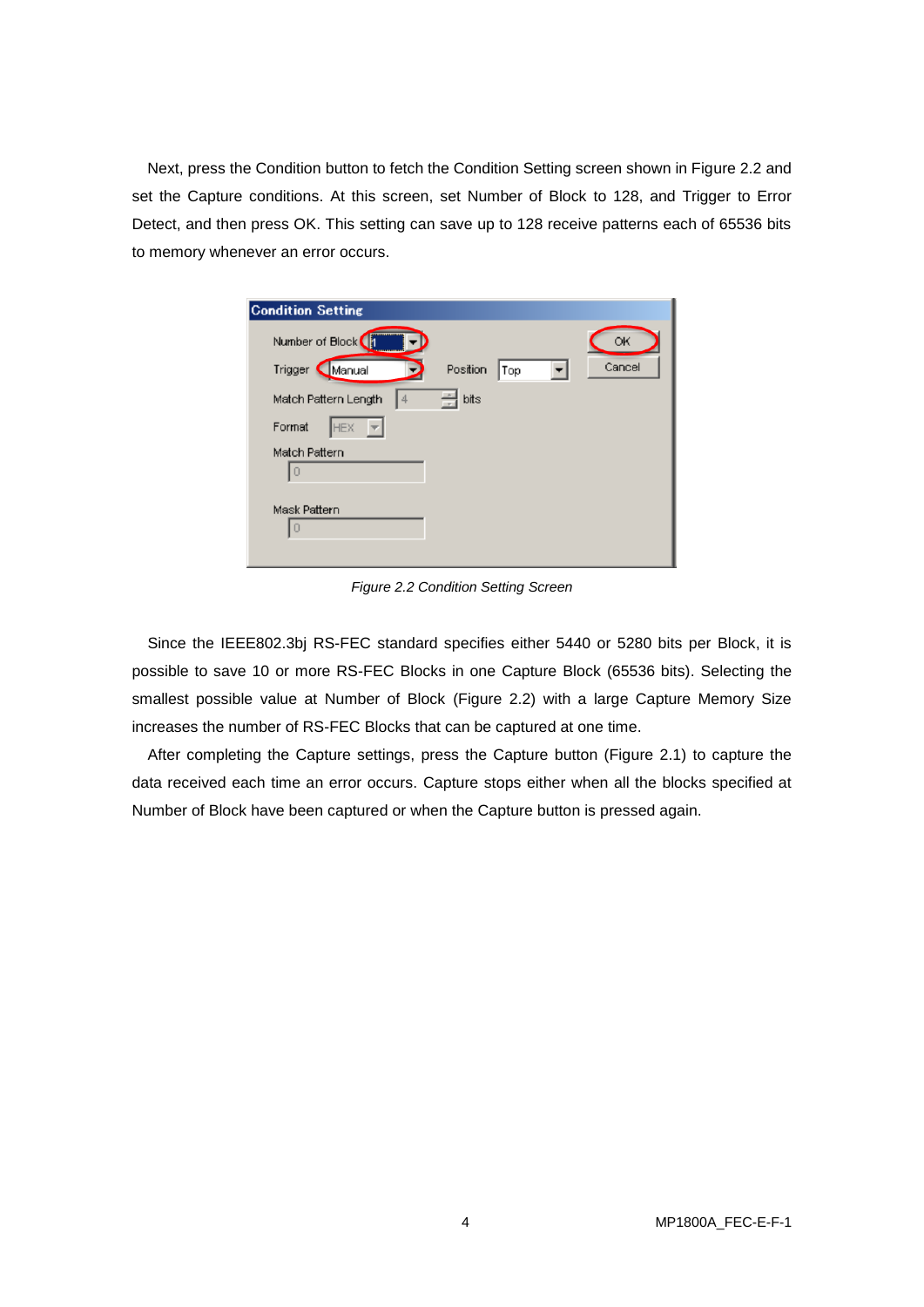Next, press the Condition button to fetch the Condition Setting screen shown in Figure 2.2 and set the Capture conditions. At this screen, set Number of Block to 128, and Trigger to Error Detect, and then press OK. This setting can save up to 128 receive patterns each of 65536 bits to memory whenever an error occurs.

*Figure 2.2 Condition Setting Screen*

Since the IEEE802.3bj RS-FEC standard specifies either 5440 or 5280 bits per Block, it is possible to save 10 or more RS-FEC Blocks in one Capture Block (65536 bits). Selecting the smallest possible value at Number of Block (Figure 2.2) with a large Capture Memory Size increases the number of RS-FEC Blocks that can be captured at one time.

After completing the Capture settings, press the Capture button (Figure 2.1) to capture the data received each time an error occurs. Capture stops either when all the blocks specified at Number of Block have been captured or when the Capture button is pressed again.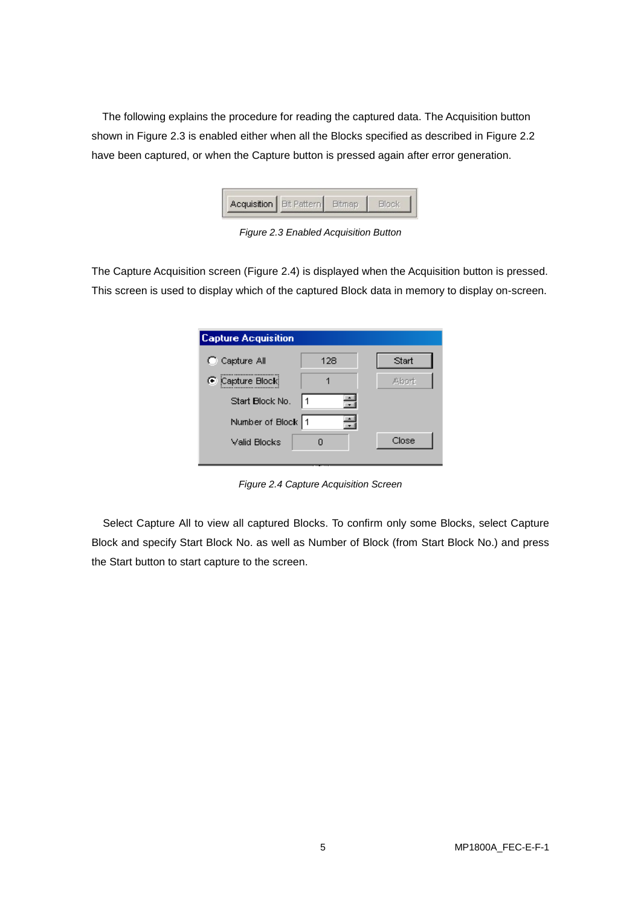The following explains the procedure for reading the captured data. The Acquisition button shown in Figure 2.3 is enabled either when all the Blocks specified as described in Figure 2.2 have been captured, or when the Capture button is pressed again after error generation.

*Figure 2.3 Enabled Acquisition Button*

The Capture Acquisition screen (Figure 2.4) is displayed when the Acquisition button is pressed. This screen is used to display which of the captured Block data in memory to display on-screen.

*Figure 2.4 Capture Acquisition Screen*

Select Capture All to view all captured Blocks. To confirm only some Blocks, select Capture Block and specify Start Block No. as well as Number of Block (from Start Block No.) and press the Start button to start capture to the screen.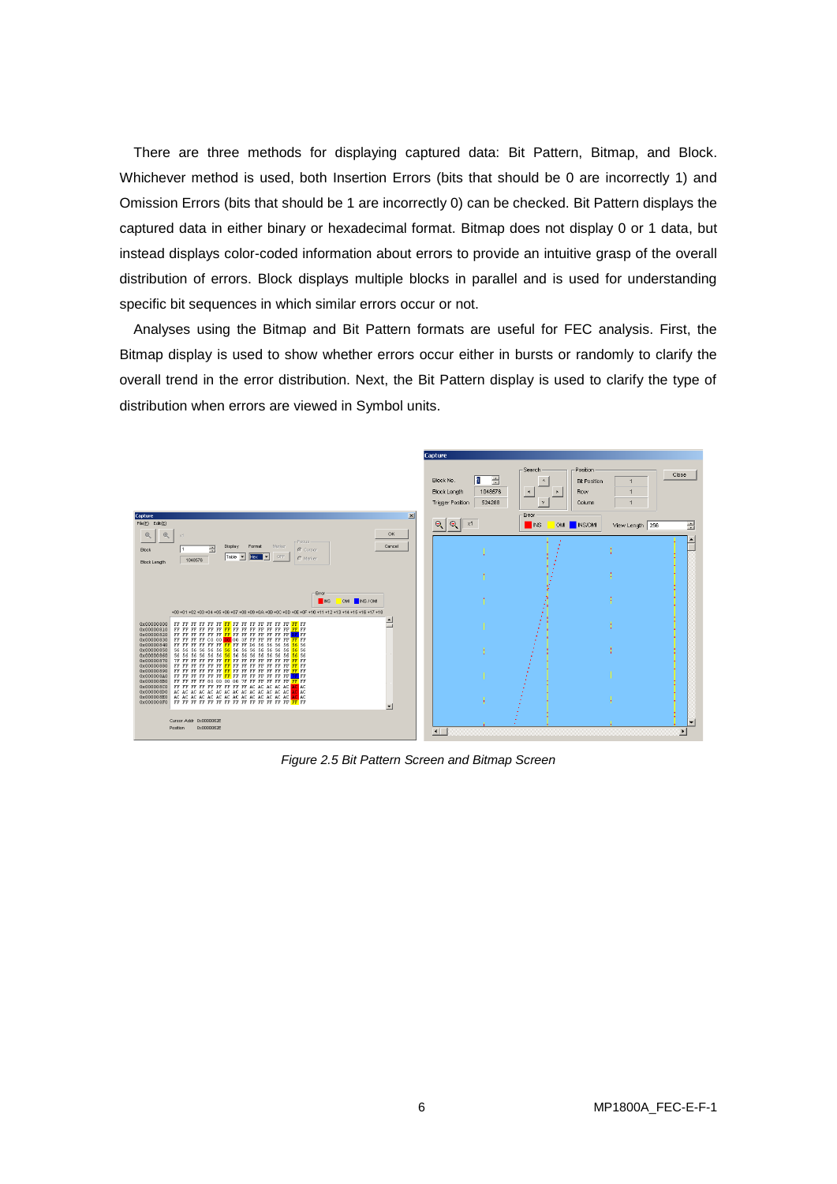There are three methods for displaying captured data: Bit Pattern, Bitmap, and Block. Whichever method is used, both Insertion Errors (bits that should be 0 are incorrectly 1) and Omission Errors (bits that should be 1 are incorrectly 0) can be checked. Bit Pattern displays the captured data in either binary or hexadecimal format. Bitmap does not display 0 or 1 data, but instead displays color-coded information about errors to provide an intuitive grasp of the overall distribution of errors. Block displays multiple blocks in parallel and is used for understanding specific bit sequences in which similar errors occur or not.

Analyses using the Bitmap and Bit Pattern formats are useful for FEC analysis. First, the Bitmap display is used to show whether errors occur either in bursts or randomly to clarify the overall trend in the error distribution. Next, the Bit Pattern display is used to clarify the type of distribution when errors are viewed in Symbol units.

*Figure 2.5 Bit Pattern Screen and Bitmap Screen*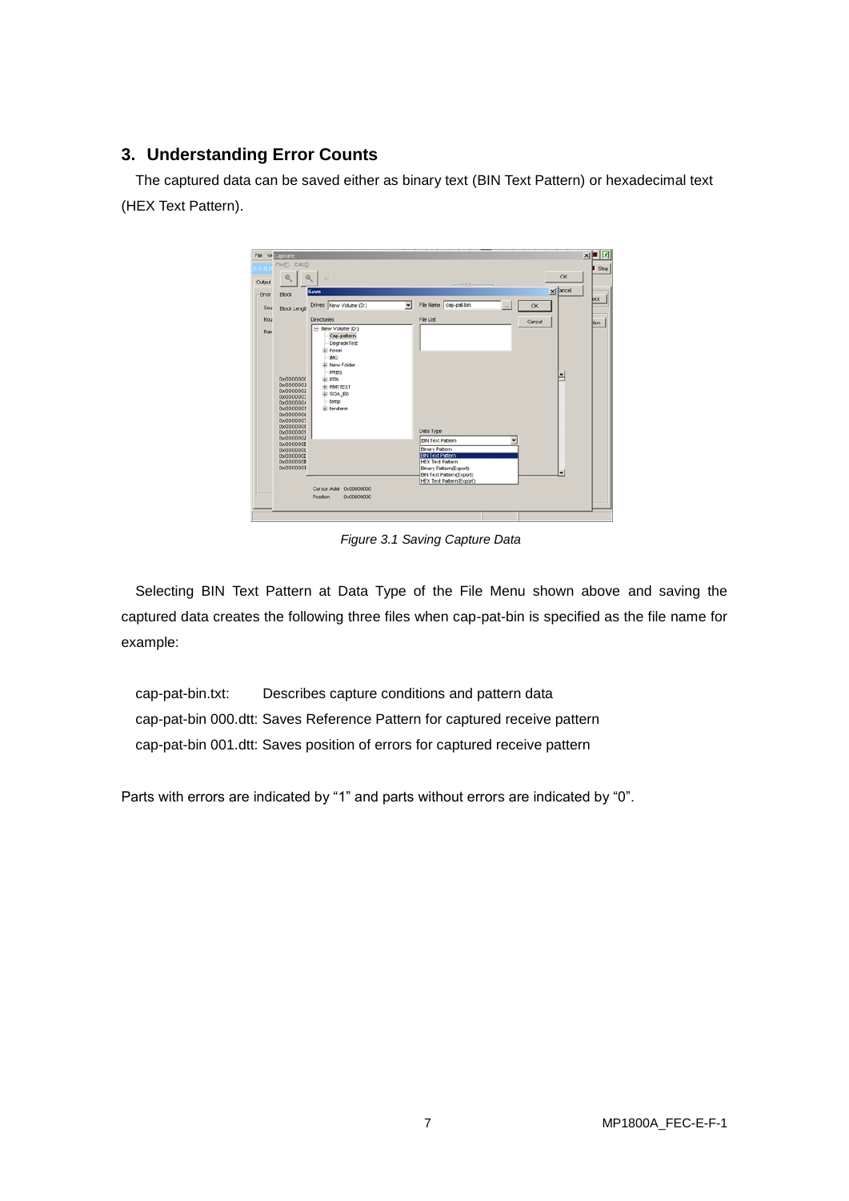## 3. Understanding Error Counts

The captured data can be saved either as binary text (BIN Text Pattern) or hexadecimal text (HEX Text Pattern).

*Figure 3.1 Saving Capture Data*

Selecting BIN Text Pattern at Data Type of the File Menu shown above and saving the captured data creates the following three files when cap-pat-bin is specified as the file name for example:

cap-pat-bin.txt: Describes capture conditions and pattern data
cap-pat-bin 000.dtt: Saves Reference Pattern for captured receive pattern
cap-pat-bin 001.dtt: Saves position of errors for captured receive pattern

Parts with errors are indicated by "1" and parts without errors are indicated by "0".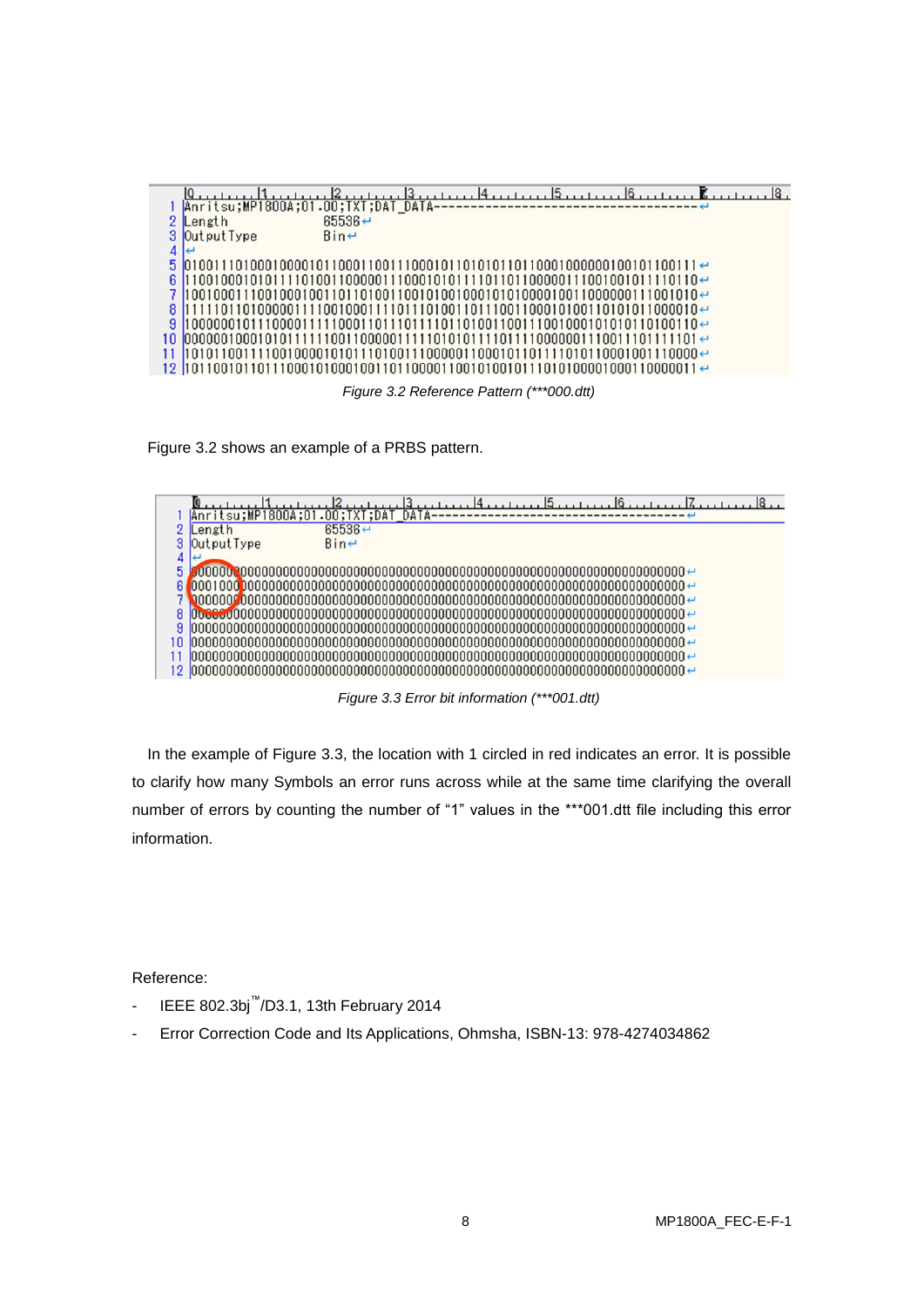```
Anritsu;MP1800A;01.00;TXT;DAT_DATA-----------------------------------------------
Length        65536
OutputType    Bin

010011101000100001011000110011100010110101011011000100000010010110011
1100100010101111010011000001110001010111101101100000111001001011110110
1001000111001000100110110100110010100100010101000010011000000111001010
1111101101000001110010001111011101001101110011000101001101010110000010
1000000101110000111110001101110111101101001100111001000101010110100110
0000001000101011111100110000011111010101111011110000001110011101111101
1010110011110010000101011101001110000011000101101111010110001001110000
1011001011011100010100001001101100001100101001011101010000100011000011
```

Figure 3.2 Reference Pattern (***000.dtt)

Figure 3.2 shows an example of a PRBS pattern.

```
Anritsu;MP1800A;01.00;TXT;DAT_DATA-----------------------------------
Length        65536
OutputType    Bin

00000000000000000000000000000000000000000000000000000000000000000000
00010000000000000000000000000000000000000000000000000000000000000000
00000000000000000000000000000000000000000000000000000000000000000000
00000000000000000000000000000000000000000000000000000000000000000000
00000000000000000000000000000000000000000000000000000000000000000000
00000000000000000000000000000000000000000000000000000000000000000000
00000000000000000000000000000000000000000000000000000000000000000000
00000000000000000000000000000000000000000000000000000000000000000000
```

Figure 3.3 Error bit information (***001.dtt)

In the example of Figure 3.3, the location with 1 circled in red indicates an error. It is possible to clarify how many Symbols an error runs across while at the same time clarifying the overall number of errors by counting the number of "1" values in the ***001.dtt file including this error information.

Reference:

- IEEE 802.3bj™/D3.1, 13th February 2014
- Error Correction Code and Its Applications, Ohmsha, ISBN-13: 978-4274034862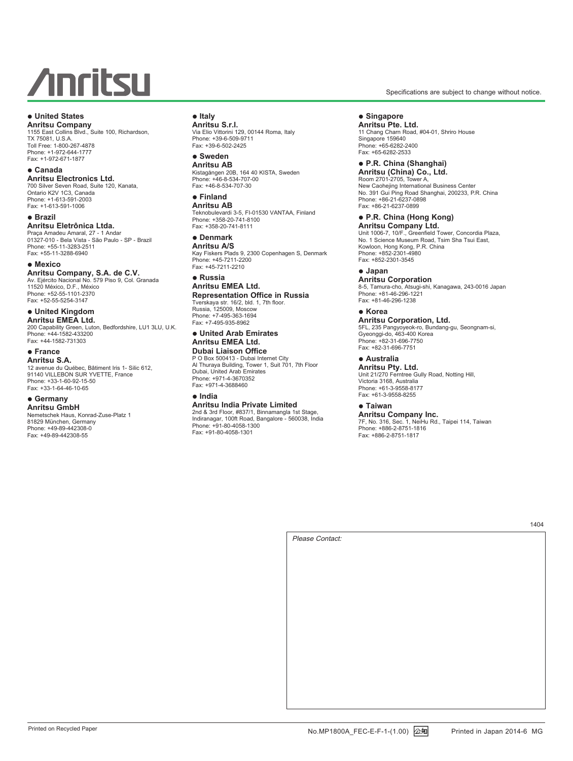# Anritsu

Specifications are subject to change without notice.

- **United States**

**Anritsu Company**
1155 East Collins Blvd., Suite 100, Richardson,
TX 75081, U.S.A.
Toll Free: 1-800-267-4878
Phone: +1-972-644-1777
Fax: +1-972-671-1877

- **Canada**

**Anritsu Electronics Ltd.**
700 Silver Seven Road, Suite 120, Kanata,
Ontario K2V 1C3, Canada
Phone: +1-613-591-2003
Fax: +1-613-591-1006

- **Brazil**

**Anritsu Eletrônica Ltda.**
Praça Amadeu Amaral, 27 - 1 Andar
01327-010 - Bela Vista - São Paulo - SP - Brazil
Phone: +55-11-3283-2511
Fax: +55-11-3288-6940

- **Mexico**

**Anritsu Company, S.A. de C.V.**
Av. Ejército Nacional No. 579 Piso 9, Col. Granada
11520 México, D.F., México
Phone: +52-55-1101-2370
Fax: +52-55-5254-3147

- **United Kingdom**

**Anritsu EMEA Ltd.**
200 Capability Green, Luton, Bedfordshire, LU1 3LU, U.K.
Phone: +44-1582-433200
Fax: +44-1582-731303

- **France**

**Anritsu S.A.**
12 avenue du Québec, Bâtiment Iris 1- Silic 612,
91140 VILLEBON SUR YVETTE, France
Phone: +33-1-60-92-15-50
Fax: +33-1-64-46-10-65

- **Germany**

**Anritsu GmbH**
Nemetschek Haus, Konrad-Zuse-Platz 1
81829 München, Germany
Phone: +49-89-442308-0
Fax: +49-89-442308-55

- **Italy**

**Anritsu S.r.l.**
Via Elio Vittorini 129, 00144 Roma, Italy
Phone: +39-6-509-9711
Fax: +39-6-502-2425

- **Sweden**

**Anritsu AB**
Kistagången 20B, 164 40 KISTA, Sweden
Phone: +46-8-534-707-00
Fax: +46-8-534-707-30

- **Finland**

**Anritsu AB**
Teknobulevardi 3-5, FI-01530 VANTAA, Finland
Phone: +358-20-741-8100
Fax: +358-20-741-8111

- **Denmark**

**Anritsu A/S**
Kay Fiskers Plads 9, 2300 Copenhagen S, Denmark
Phone: +45-7211-2200
Fax: +45-7211-2210

- **Russia**

**Anritsu EMEA Ltd.**
**Representation Office in Russia**
Tverskaya str. 16/2, bld. 1, 7th floor.
Russia, 125009, Moscow
Phone: +7-495-363-1694
Fax: +7-495-935-8962

- **United Arab Emirates**

**Anritsu EMEA Ltd.**
**Dubai Liaison Office**
P O Box 500413 - Dubai Internet City
Al Thuraya Building, Tower 1, Suit 701, 7th Floor
Dubai, United Arab Emirates
Phone: +971-4-3670352
Fax: +971-4-3688460

- **India**

**Anritsu India Private Limited**
2nd & 3rd Floor, #837/1, Binnamangla 1st Stage,
Indiranagar, 100ft Road, Bangalore - 560038, India
Phone: +91-80-4058-1300
Fax: +91-80-4058-1301

- **Singapore**

**Anritsu Pte. Ltd.**
11 Chang Charn Road, #04-01, Shriro House
Singapore 159640
Phone: +65-6282-2400
Fax: +65-6282-2533

- **P.R. China (Shanghai)**

**Anritsu (China) Co., Ltd.**
Room 2701-2705, Tower A,
New Caohejing International Business Center
No. 391 Gui Ping Road Shanghai, 200233, P.R. China
Phone: +86-21-6237-0898
Fax: +86-21-6237-0899

- **P.R. China (Hong Kong)**

**Anritsu Company Ltd.**
Unit 1006-7, 10/F., Greenfield Tower, Concordia Plaza,
No. 1 Science Museum Road, Tsim Sha Tsui East,
Kowloon, Hong Kong, P.R. China
Phone: +852-2301-4980
Fax: +852-2301-3545

- **Japan**

**Anritsu Corporation**
8-5, Tamura-cho, Atsugi-shi, Kanagawa, 243-0016 Japan
Phone: +81-46-296-1221
Fax: +81-46-296-1238

- **Korea**

**Anritsu Corporation, Ltd.**
5FL, 235 Pangyoyeok-ro, Bundang-gu, Seongnam-si,
Gyeonggi-do, 463-400 Korea
Phone: +82-31-696-7750
Fax: +82-31-696-7751

- **Australia**

**Anritsu Pty. Ltd.**
Unit 21/270 Ferntree Gully Road, Notting Hill,
Victoria 3168, Australia
Phone: +61-3-9558-8177
Fax: +61-3-9558-8255

- **Taiwan**

**Anritsu Company Inc.**
7F, No. 316, Sec. 1, NeiHu Rd., Taipei 114, Taiwan
Phone: +886-2-8751-1816
Fax: +886-2-8751-1817

1404

*Please Contact:*

Printed on Recycled Paper

No.MP1800A_FEC-E-F-1-(1.00) 公知 Printed in Japan 2014-6 MG